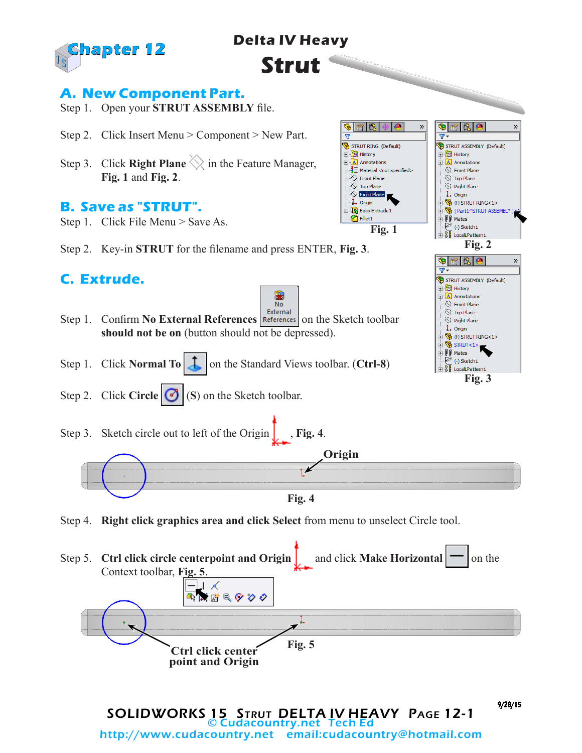# Chapter 12

## Delta IV Heavy
# Strut

## A. New Component Part.

Step 1. Open your **STRUT ASSEMBLY** file.

Step 2. Click Insert Menu > Component > New Part.

Step 3. Click **Right Plane** in the Feature Manager, **Fig. 1** and **Fig. 2**.

Fig. 1

Fig. 2

## B. Save as "STRUT".

Step 1. Click File Menu > Save As.

Step 2. Key-in **STRUT** for the filename and press ENTER, **Fig. 3**.

Fig. 3

## C. Extrude.

Step 1. Confirm **No External References** on the Sketch toolbar **should not be on** (button should not be depressed).

Step 1. Click **Normal To** on the Standard Views toolbar. (**Ctrl-8**)

Step 2. Click **Circle** (**S**) on the Sketch toolbar.

Step 3. Sketch circle out to left of the Origin, **Fig. 4**.

Origin

Fig. 4

Step 4. **Right click graphics area and click Select** from menu to unselect Circle tool.

Step 5. **Ctrl click circle centerpoint and Origin** and click **Make Horizontal** on the Context toolbar, **Fig. 5**.

Ctrl click center point and Origin

Fig. 5

9/28/15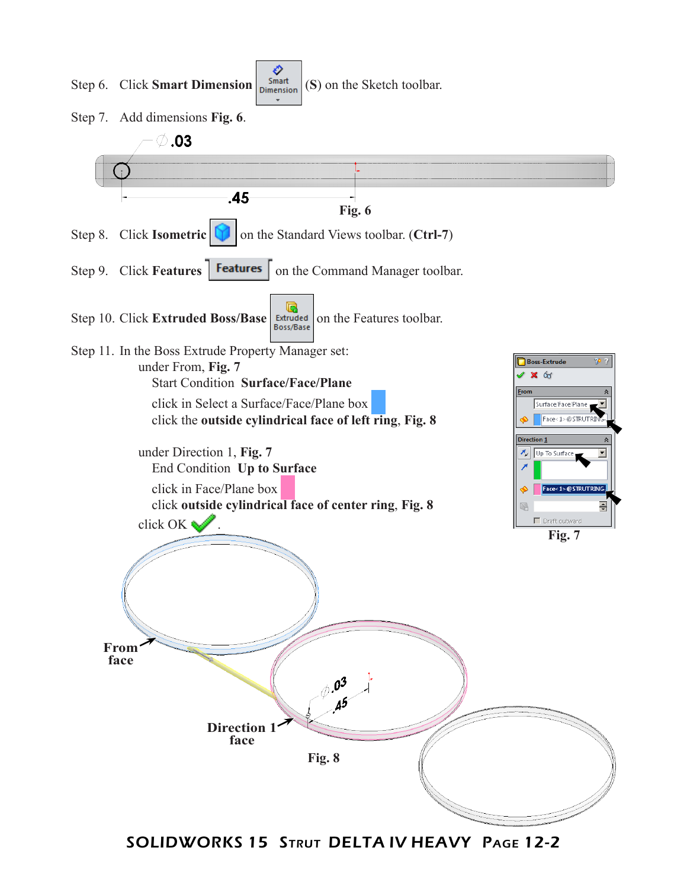Step 6. Click **Smart Dimension** (**S**) on the Sketch toolbar.

Step 7. Add dimensions **Fig. 6**.

**Fig. 6**

Step 8. Click **Isometric** on the Standard Views toolbar. (**Ctrl-7**)

Step 9. Click **Features** on the Command Manager toolbar.

Step 10. Click **Extruded Boss/Base** on the Features toolbar.

Step 11. In the Boss Extrude Property Manager set:

- under From, **Fig. 7**
  - Start Condition **Surface/Face/Plane**
  - click in Select a Surface/Face/Plane box
  - click the **outside cylindrical face of left ring**, **Fig. 8**
- under Direction 1, **Fig. 7**
  - End Condition **Up to Surface**
  - click in Face/Plane box
  - click **outside cylindrical face of center ring**, **Fig. 8**
- click OK.

**Fig. 7**

**From face**

**Direction 1 face**

**Fig. 8**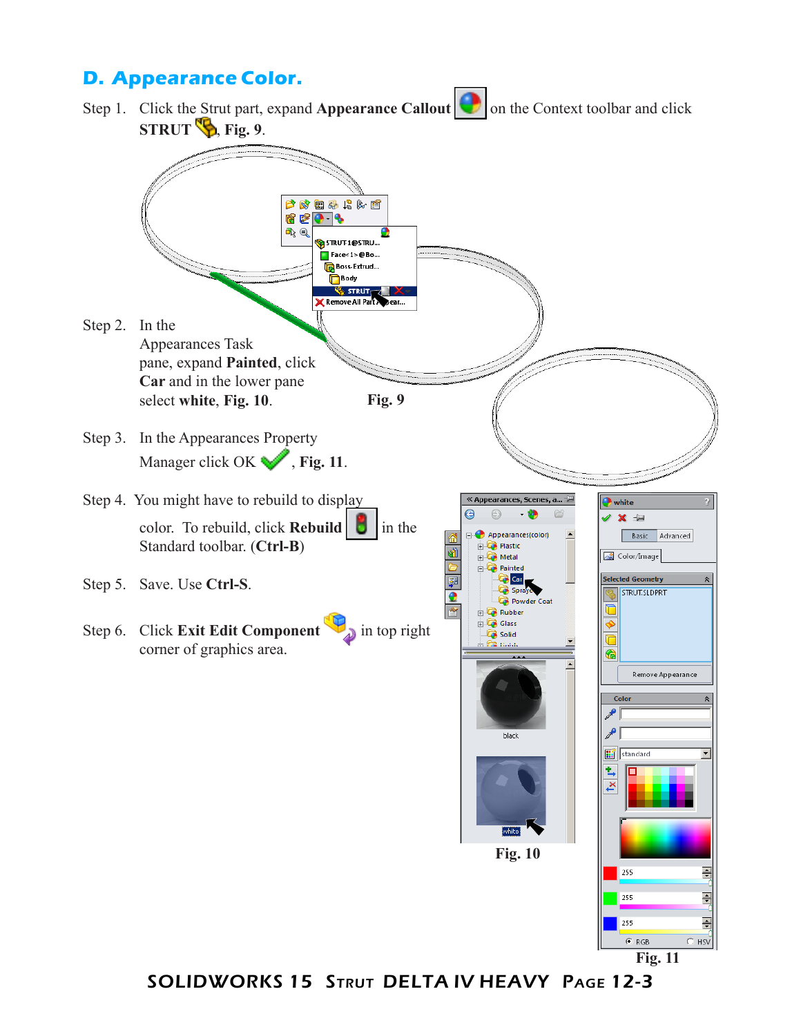## D. Appearance Color.

Step 1. Click the Strut part, expand **Appearance Callout** on the Context toolbar and click **STRUT**, **Fig. 9**.

Step 2. In the Appearances Task pane, expand **Painted**, click **Car** and in the lower pane select **white**, **Fig. 10**.

Fig. 9

Step 3. In the Appearances Property Manager click OK, **Fig. 11**.

Step 4. You might have to rebuild to display color. To rebuild, click **Rebuild** in the Standard toolbar. (**Ctrl-B**)

Step 5. Save. Use **Ctrl-S**.

Step 6. Click **Exit Edit Component** in top right corner of graphics area.

Fig. 10

Fig. 11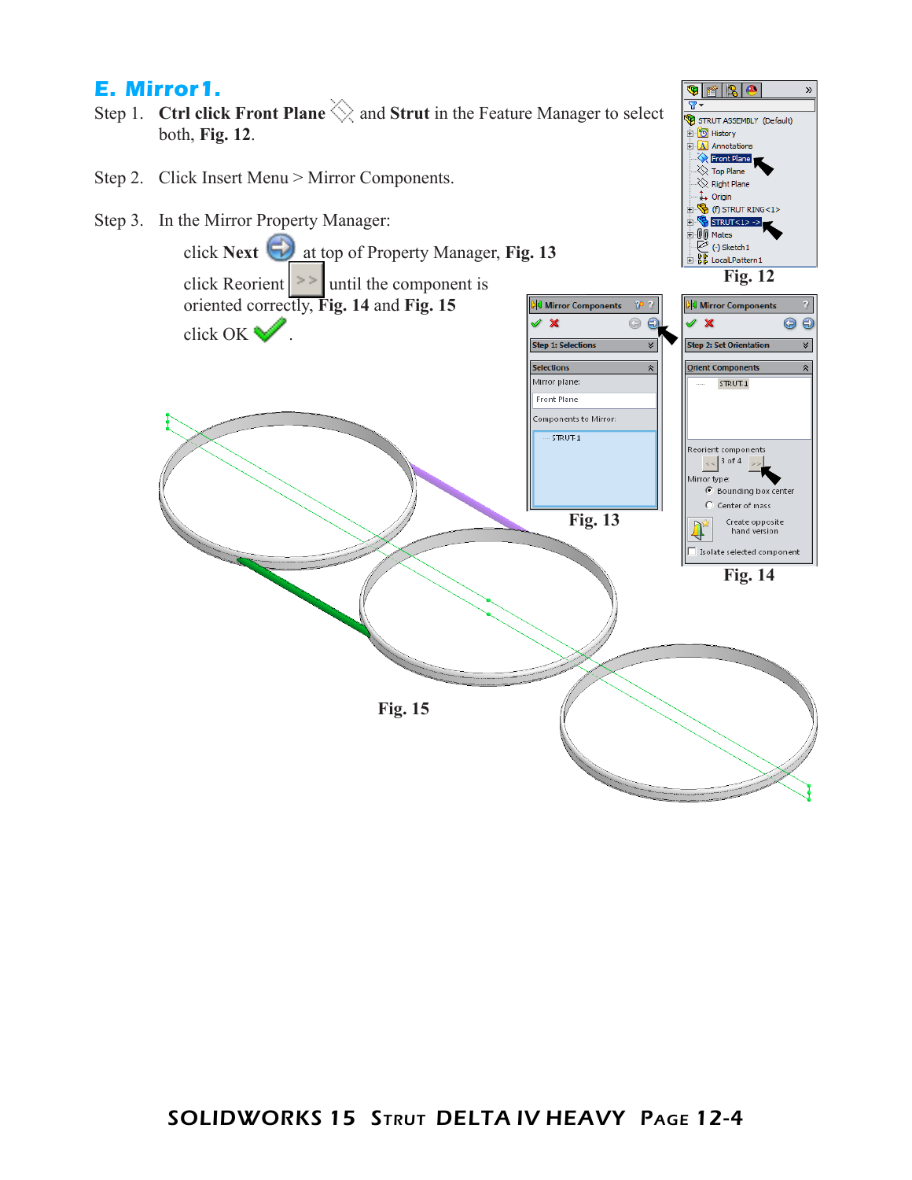## E. Mirror1.

Step 1. **Ctrl click Front Plane** and **Strut** in the Feature Manager to select both, **Fig. 12**.

Step 2. Click Insert Menu > Mirror Components.

Step 3. In the Mirror Property Manager:

click **Next** at top of Property Manager, **Fig. 13**

click Reorient until the component is oriented correctly, **Fig. 14** and **Fig. 15**

click OK .

Fig. 12

Fig. 13

Fig. 14

Fig. 15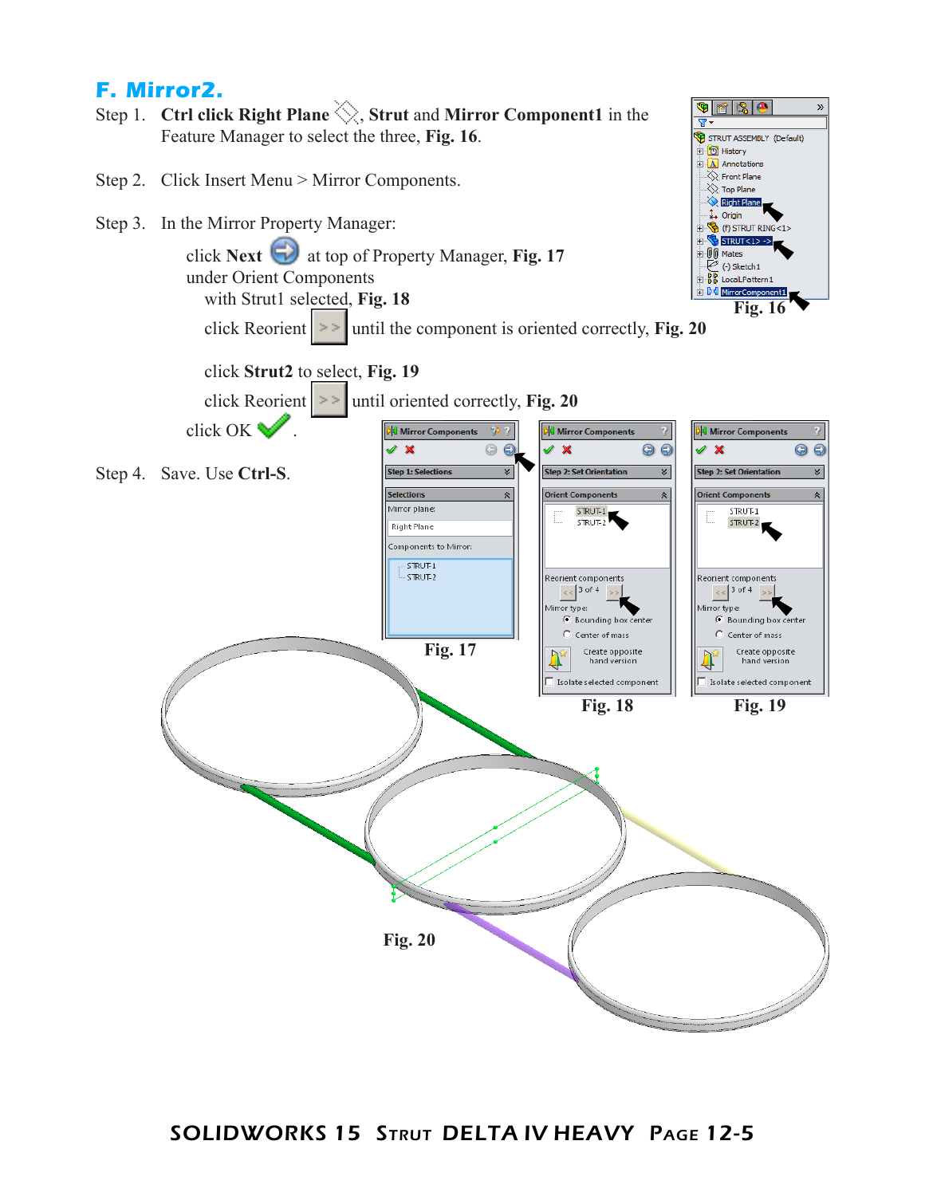## F. Mirror2.

Step 1. **Ctrl click Right Plane**, **Strut** and **Mirror Component1** in the Feature Manager to select the three, **Fig. 16**.

Step 2. Click Insert Menu > Mirror Components.

Step 3. In the Mirror Property Manager:

click **Next** at top of Property Manager, **Fig. 17**
under Orient Components
with Strut1 selected, **Fig. 18**

click Reorient until the component is oriented correctly, **Fig. 20**

click **Strut2** to select, **Fig. 19**

click Reorient until oriented correctly, **Fig. 20**

click OK .

Step 4. Save. Use **Ctrl-S**.

Fig. 16

Fig. 17

Fig. 18

Fig. 19

Fig. 20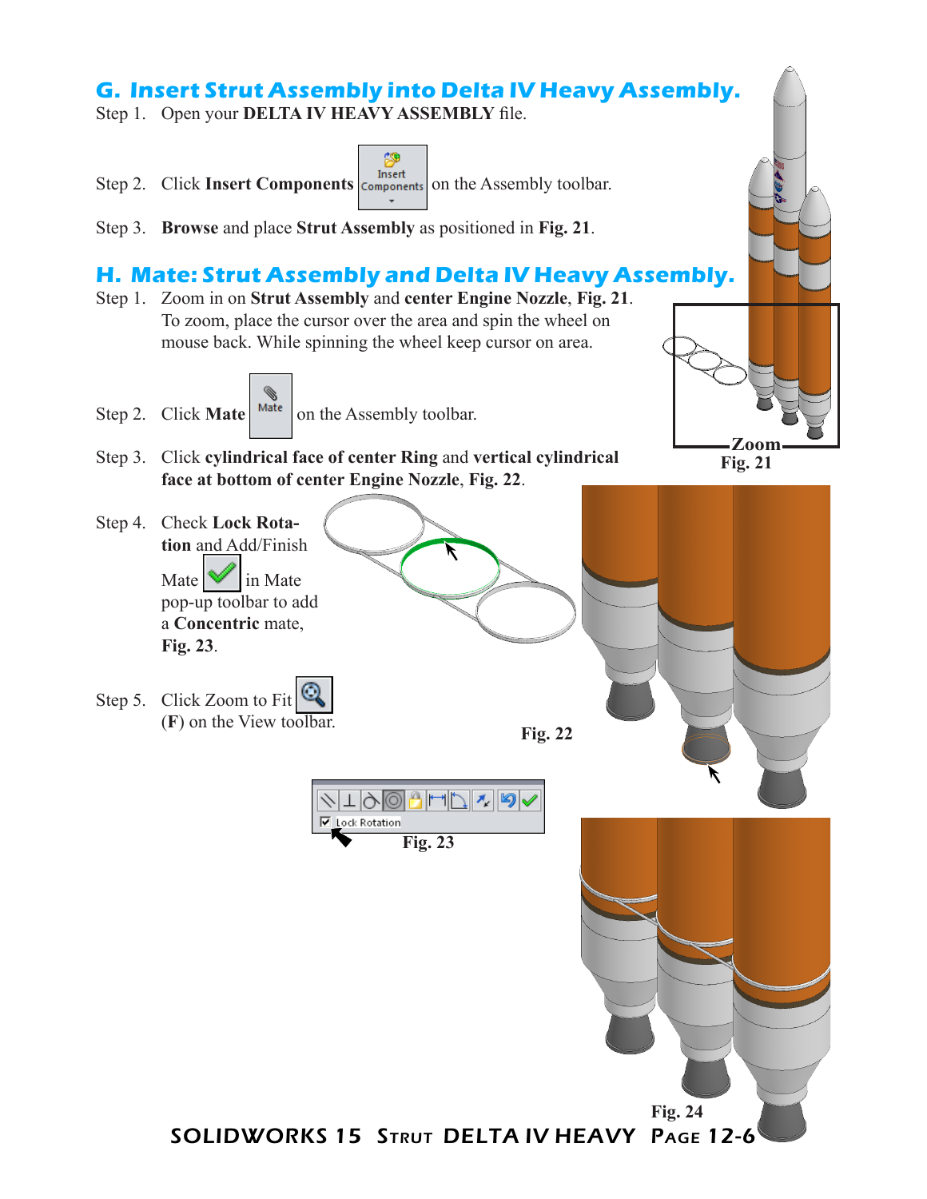## G. Insert Strut Assembly into Delta IV Heavy Assembly.

Step 1. Open your **DELTA IV HEAVY ASSEMBLY** file.

Step 2. Click **Insert Components** on the Assembly toolbar.

Step 3. **Browse** and place **Strut Assembly** as positioned in **Fig. 21**.

## H. Mate: Strut Assembly and Delta IV Heavy Assembly.

Step 1. Zoom in on **Strut Assembly** and **center Engine Nozzle**, **Fig. 21**. To zoom, place the cursor over the area and spin the wheel on mouse back. While spinning the wheel keep cursor on area.

Step 2. Click **Mate** on the Assembly toolbar.

Step 3. Click **cylindrical face of center Ring** and **vertical cylindrical face at bottom of center Engine Nozzle**, **Fig. 22**.

Step 4. Check **Lock Rotation** and Add/Finish Mate in Mate pop-up toolbar to add a **Concentric** mate, **Fig. 23**.

Step 5. Click Zoom to Fit (**F**) on the View toolbar.

Zoom
**Fig. 21**

**Fig. 22**

Lock Rotation
**Fig. 23**

**Fig. 24**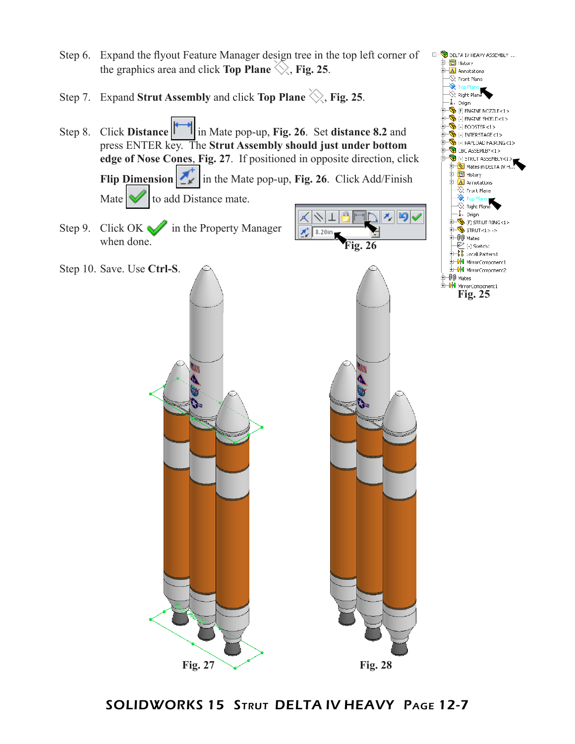Step 6. Expand the flyout Feature Manager design tree in the top left corner of the graphics area and click **Top Plane**, **Fig. 25**.

Step 7. Expand **Strut Assembly** and click **Top Plane**, **Fig. 25**.

Step 8. Click **Distance** in Mate pop-up, **Fig. 26**. Set **distance 8.2** and press ENTER key. The **Strut Assembly should just under bottom edge of Nose Cones**, **Fig. 27**. If positioned in opposite direction, click **Flip Dimension** in the Mate pop-up, **Fig. 26**. Click Add/Finish Mate to add Distance mate.

Step 9. Click OK in the Property Manager when done.

Step 10. Save. Use **Ctrl-S**.

Fig. 25

Fig. 26

Fig. 27

Fig. 28